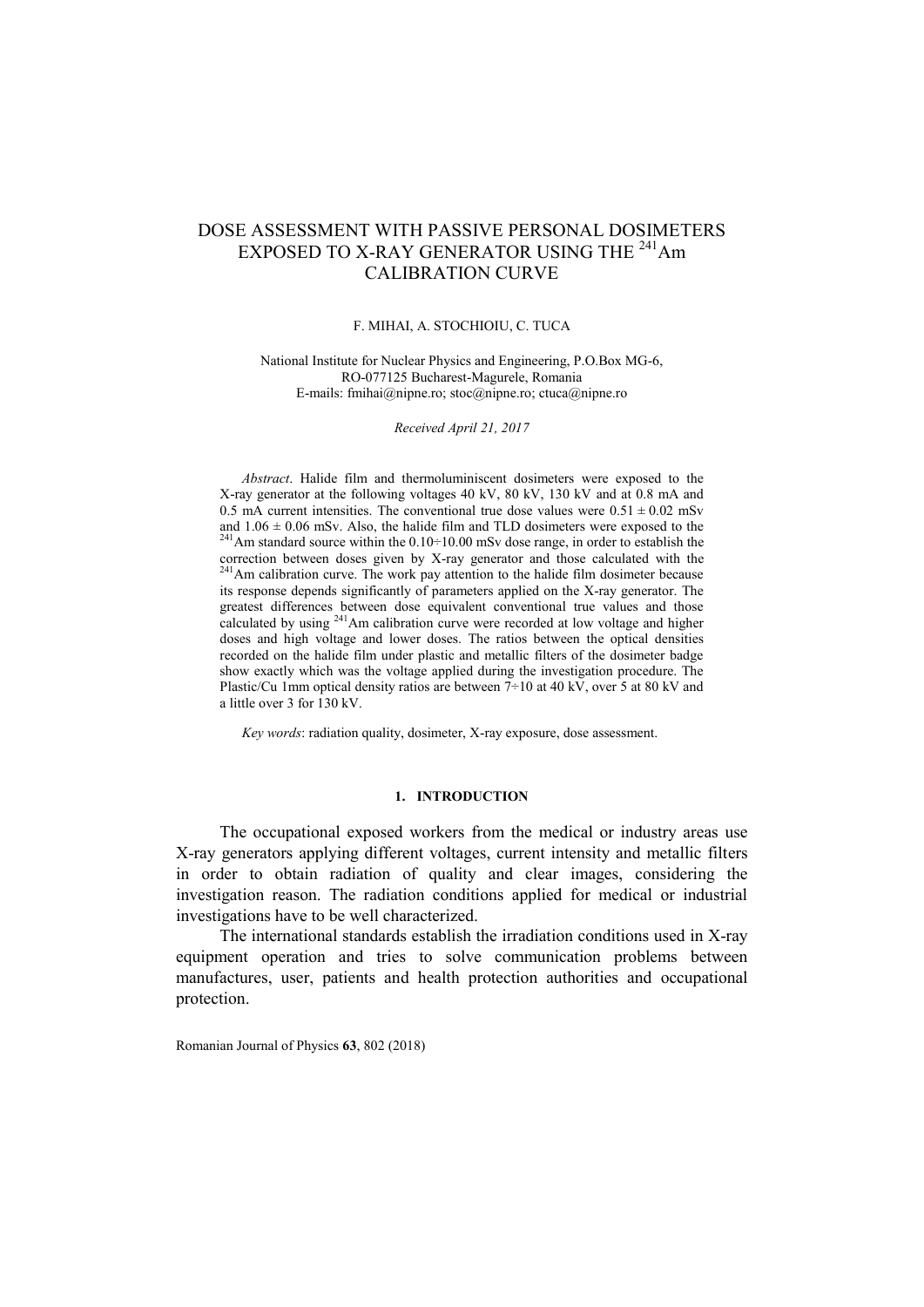# DOSE ASSESSMENT WITH PASSIVE PERSONAL DOSIMETERS EXPOSED TO X-RAY GENERATOR USING THE $^{241}$Am CALIBRATION CURVE

F. MIHAI, A. STOCHIOIU, C. TUCA

National Institute for Nuclear Physics and Engineering, P.O.Box MG-6, RO-077125 Bucharest-Magurele, Romania
E-mails: fmihai@nipne.ro; stoc@nipne.ro; ctuca@nipne.ro

*Received April 21, 2017*

*Abstract*. Halide film and thermoluminiscent dosimeters were exposed to the X-ray generator at the following voltages 40 kV, 80 kV, 130 kV and at 0.8 mA and 0.5 mA current intensities. The conventional true dose values were $0.51 \pm 0.02$ mSv and $1.06 \pm 0.06$ mSv. Also, the halide film and TLD dosimeters were exposed to the $^{241}$Am standard source within the 0.10÷10.00 mSv dose range, in order to establish the correction between doses given by X-ray generator and those calculated with the $^{241}$Am calibration curve. The work pay attention to the halide film dosimeter because its response depends significantly of parameters applied on the X-ray generator. The greatest differences between dose equivalent conventional true values and those calculated by using $^{241}$Am calibration curve were recorded at low voltage and higher doses and high voltage and lower doses. The ratios between the optical densities recorded on the halide film under plastic and metallic filters of the dosimeter badge show exactly which was the voltage applied during the investigation procedure. The Plastic/Cu 1mm optical density ratios are between 7÷10 at 40 kV, over 5 at 80 kV and a little over 3 for 130 kV.

*Key words*: radiation quality, dosimeter, X-ray exposure, dose assessment.

## 1. INTRODUCTION

The occupational exposed workers from the medical or industry areas use X-ray generators applying different voltages, current intensity and metallic filters in order to obtain radiation of quality and clear images, considering the investigation reason. The radiation conditions applied for medical or industrial investigations have to be well characterized.

The international standards establish the irradiation conditions used in X-ray equipment operation and tries to solve communication problems between manufactures, user, patients and health protection authorities and occupational protection.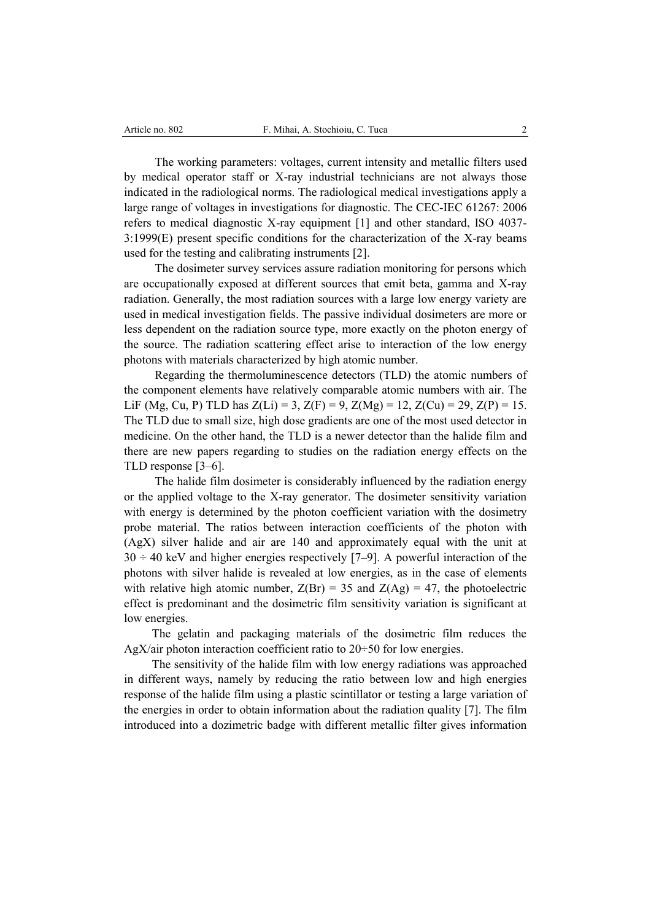The working parameters: voltages, current intensity and metallic filters used by medical operator staff or X-ray industrial technicians are not always those indicated in the radiological norms. The radiological medical investigations apply a large range of voltages in investigations for diagnostic. The CEC-IEC 61267: 2006 refers to medical diagnostic X-ray equipment [1] and other standard, ISO 4037-3:1999(E) present specific conditions for the characterization of the X-ray beams used for the testing and calibrating instruments [2].

The dosimeter survey services assure radiation monitoring for persons which are occupationally exposed at different sources that emit beta, gamma and X-ray radiation. Generally, the most radiation sources with a large low energy variety are used in medical investigation fields. The passive individual dosimeters are more or less dependent on the radiation source type, more exactly on the photon energy of the source. The radiation scattering effect arise to interaction of the low energy photons with materials characterized by high atomic number.

Regarding the thermoluminescence detectors (TLD) the atomic numbers of the component elements have relatively comparable atomic numbers with air. The LiF (Mg, Cu, P) TLD has $Z(Li) = 3$, $Z(F) = 9$, $Z(Mg) = 12$, $Z(Cu) = 29$, $Z(P) = 15$. The TLD due to small size, high dose gradients are one of the most used detector in medicine. On the other hand, the TLD is a newer detector than the halide film and there are new papers regarding to studies on the radiation energy effects on the TLD response [3–6].

The halide film dosimeter is considerably influenced by the radiation energy or the applied voltage to the X-ray generator. The dosimeter sensitivity variation with energy is determined by the photon coefficient variation with the dosimetry probe material. The ratios between interaction coefficients of the photon with (AgX) silver halide and air are 140 and approximately equal with the unit at $30 \div 40$ keV and higher energies respectively [7–9]. A powerful interaction of the photons with silver halide is revealed at low energies, as in the case of elements with relative high atomic number, $Z(Br) = 35$ and $Z(Ag) = 47$, the photoelectric effect is predominant and the dosimetric film sensitivity variation is significant at low energies.

The gelatin and packaging materials of the dosimetric film reduces the AgX/air photon interaction coefficient ratio to $20 \div 50$ for low energies.

The sensitivity of the halide film with low energy radiations was approached in different ways, namely by reducing the ratio between low and high energies response of the halide film using a plastic scintillator or testing a large variation of the energies in order to obtain information about the radiation quality [7]. The film introduced into a dozimetric badge with different metallic filter gives information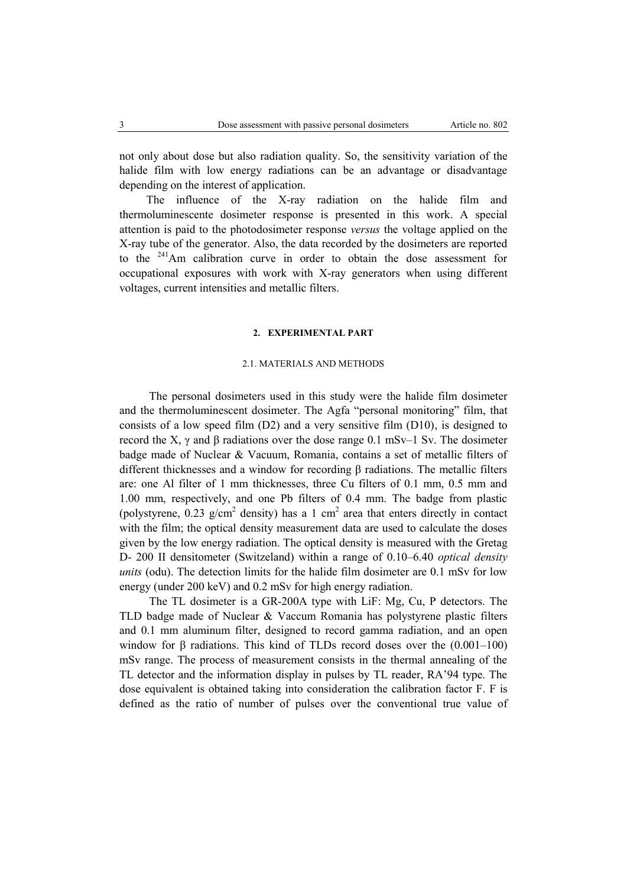not only about dose but also radiation quality. So, the sensitivity variation of the halide film with low energy radiations can be an advantage or disadvantage depending on the interest of application.

The influence of the X-ray radiation on the halide film and thermoluminescente dosimeter response is presented in this work. A special attention is paid to the photodosimeter response *versus* the voltage applied on the X-ray tube of the generator. Also, the data recorded by the dosimeters are reported to the $^{241}$Am calibration curve in order to obtain the dose assessment for occupational exposures with work with X-ray generators when using different voltages, current intensities and metallic filters.

## 2. EXPERIMENTAL PART

### 2.1. MATERIALS AND METHODS

The personal dosimeters used in this study were the halide film dosimeter and the thermoluminescent dosimeter. The Agfa "personal monitoring" film, that consists of a low speed film (D2) and a very sensitive film (D10), is designed to record the X, γ and β radiations over the dose range 0.1 mSv–1 Sv. The dosimeter badge made of Nuclear & Vacuum, Romania, contains a set of metallic filters of different thicknesses and a window for recording β radiations. The metallic filters are: one Al filter of 1 mm thicknesses, three Cu filters of 0.1 mm, 0.5 mm and 1.00 mm, respectively, and one Pb filters of 0.4 mm. The badge from plastic (polystyrene, 0.23 g/cm$^2$ density) has a 1 cm$^2$ area that enters directly in contact with the film; the optical density measurement data are used to calculate the doses given by the low energy radiation. The optical density is measured with the Gretag D- 200 II densitometer (Switzeland) within a range of 0.10–6.40 *optical density units* (odu). The detection limits for the halide film dosimeter are 0.1 mSv for low energy (under 200 keV) and 0.2 mSv for high energy radiation.

The TL dosimeter is a GR-200A type with LiF: Mg, Cu, P detectors. The TLD badge made of Nuclear & Vaccum Romania has polystyrene plastic filters and 0.1 mm aluminum filter, designed to record gamma radiation, and an open window for β radiations. This kind of TLDs record doses over the (0.001–100) mSv range. The process of measurement consists in the thermal annealing of the TL detector and the information display in pulses by TL reader, RA'94 type. The dose equivalent is obtained taking into consideration the calibration factor F. F is defined as the ratio of number of pulses over the conventional true value of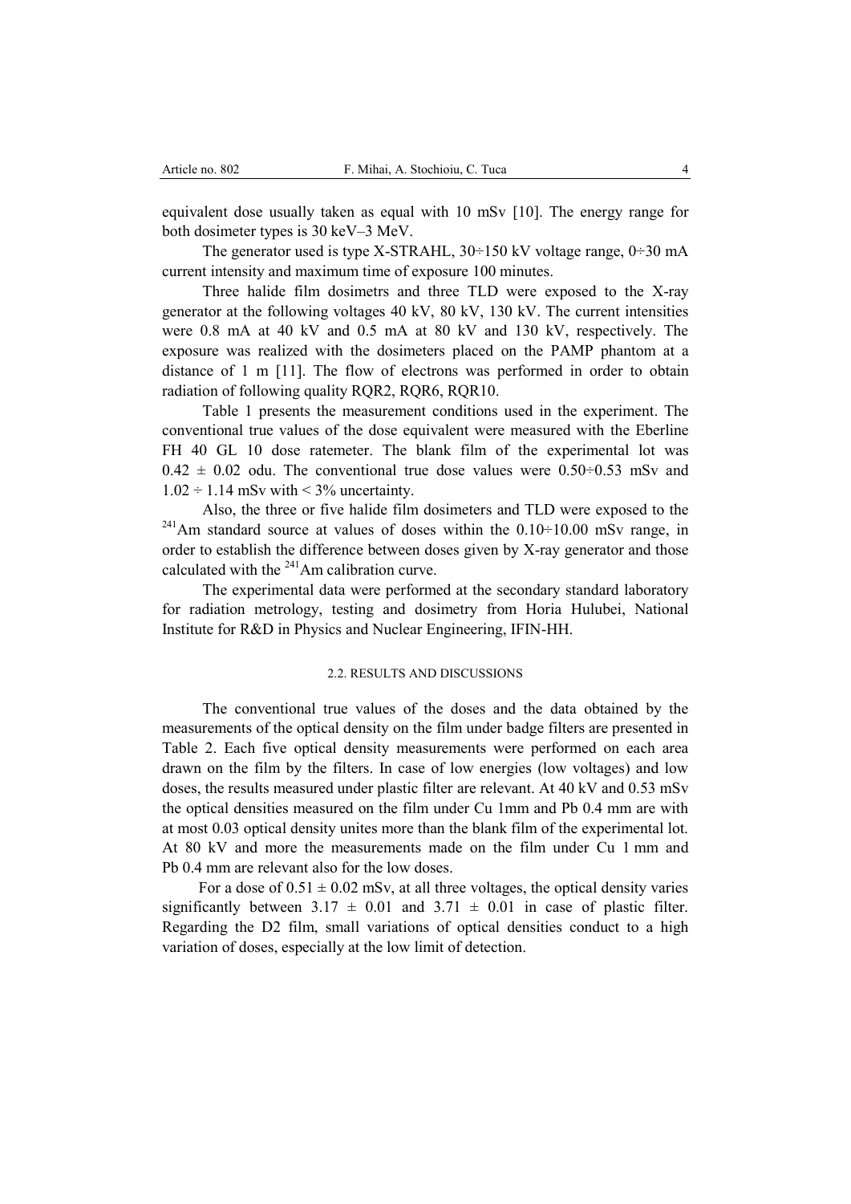equivalent dose usually taken as equal with 10 mSv [10]. The energy range for both dosimeter types is 30 keV–3 MeV.

The generator used is type X-STRAHL, 30÷150 kV voltage range, 0÷30 mA current intensity and maximum time of exposure 100 minutes.

Three halide film dosimetrs and three TLD were exposed to the X-ray generator at the following voltages 40 kV, 80 kV, 130 kV. The current intensities were 0.8 mA at 40 kV and 0.5 mA at 80 kV and 130 kV, respectively. The exposure was realized with the dosimeters placed on the PAMP phantom at a distance of 1 m [11]. The flow of electrons was performed in order to obtain radiation of following quality RQR2, RQR6, RQR10.

Table 1 presents the measurement conditions used in the experiment. The conventional true values of the dose equivalent were measured with the Eberline FH 40 GL 10 dose ratemeter. The blank film of the experimental lot was $0.42 \pm 0.02$ odu. The conventional true dose values were 0.50÷0.53 mSv and 1.02 ÷ 1.14 mSv with < 3% uncertainty.

Also, the three or five halide film dosimeters and TLD were exposed to the $^{241}$Am standard source at values of doses within the 0.10÷10.00 mSv range, in order to establish the difference between doses given by X-ray generator and those calculated with the $^{241}$Am calibration curve.

The experimental data were performed at the secondary standard laboratory for radiation metrology, testing and dosimetry from Horia Hulubei, National Institute for R&D in Physics and Nuclear Engineering, IFIN-HH.

### 2.2. RESULTS AND DISCUSSIONS

The conventional true values of the doses and the data obtained by the measurements of the optical density on the film under badge filters are presented in Table 2. Each five optical density measurements were performed on each area drawn on the film by the filters. In case of low energies (low voltages) and low doses, the results measured under plastic filter are relevant. At 40 kV and 0.53 mSv the optical densities measured on the film under Cu 1mm and Pb 0.4 mm are with at most 0.03 optical density unites more than the blank film of the experimental lot. At 80 kV and more the measurements made on the film under Cu 1 mm and Pb 0.4 mm are relevant also for the low doses.

For a dose of $0.51 \pm 0.02$ mSv, at all three voltages, the optical density varies significantly between $3.17 \pm 0.01$ and $3.71 \pm 0.01$ in case of plastic filter. Regarding the D2 film, small variations of optical densities conduct to a high variation of doses, especially at the low limit of detection.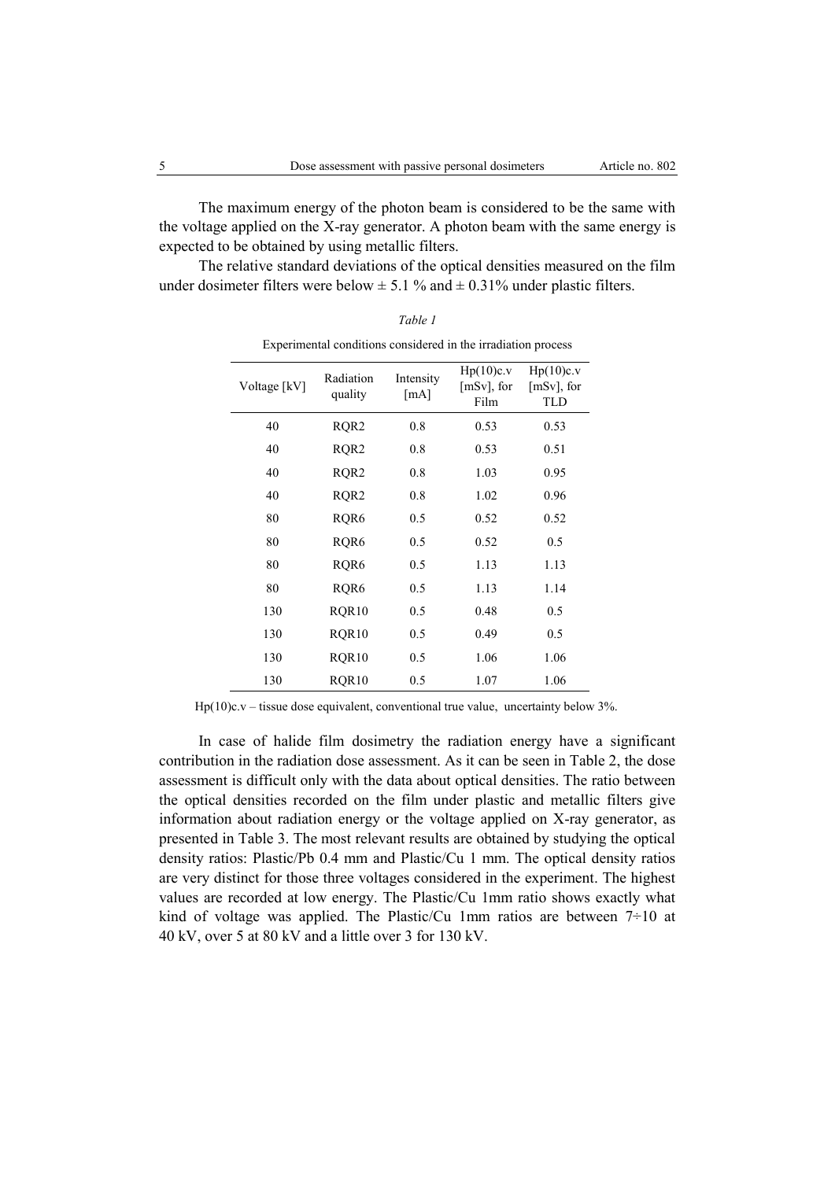The maximum energy of the photon beam is considered to be the same with the voltage applied on the X-ray generator. A photon beam with the same energy is expected to be obtained by using metallic filters.

The relative standard deviations of the optical densities measured on the film under dosimeter filters were below ± 5.1 % and ± 0.31% under plastic filters.

*Table 1*

Experimental conditions considered in the irradiation process

| Voltage [kV] | Radiation quality | Intensity [mA] | Hp(10)c.v [mSv], for Film | Hp(10)c.v [mSv], for TLD |
|---|---|---|---|---|
| 40 | RQR2 | 0.8 | 0.53 | 0.53 |
| 40 | RQR2 | 0.8 | 0.53 | 0.51 |
| 40 | RQR2 | 0.8 | 1.03 | 0.95 |
| 40 | RQR2 | 0.8 | 1.02 | 0.96 |
| 80 | RQR6 | 0.5 | 0.52 | 0.52 |
| 80 | RQR6 | 0.5 | 0.52 | 0.5 |
| 80 | RQR6 | 0.5 | 1.13 | 1.13 |
| 80 | RQR6 | 0.5 | 1.13 | 1.14 |
| 130 | RQR10 | 0.5 | 0.48 | 0.5 |
| 130 | RQR10 | 0.5 | 0.49 | 0.5 |
| 130 | RQR10 | 0.5 | 1.06 | 1.06 |
| 130 | RQR10 | 0.5 | 1.07 | 1.06 |

Hp(10)c.v – tissue dose equivalent, conventional true value, uncertainty below 3%.

In case of halide film dosimetry the radiation energy have a significant contribution in the radiation dose assessment. As it can be seen in Table 2, the dose assessment is difficult only with the data about optical densities. The ratio between the optical densities recorded on the film under plastic and metallic filters give information about radiation energy or the voltage applied on X-ray generator, as presented in Table 3. The most relevant results are obtained by studying the optical density ratios: Plastic/Pb 0.4 mm and Plastic/Cu 1 mm. The optical density ratios are very distinct for those three voltages considered in the experiment. The highest values are recorded at low energy. The Plastic/Cu 1mm ratio shows exactly what kind of voltage was applied. The Plastic/Cu 1mm ratios are between 7÷10 at 40 kV, over 5 at 80 kV and a little over 3 for 130 kV.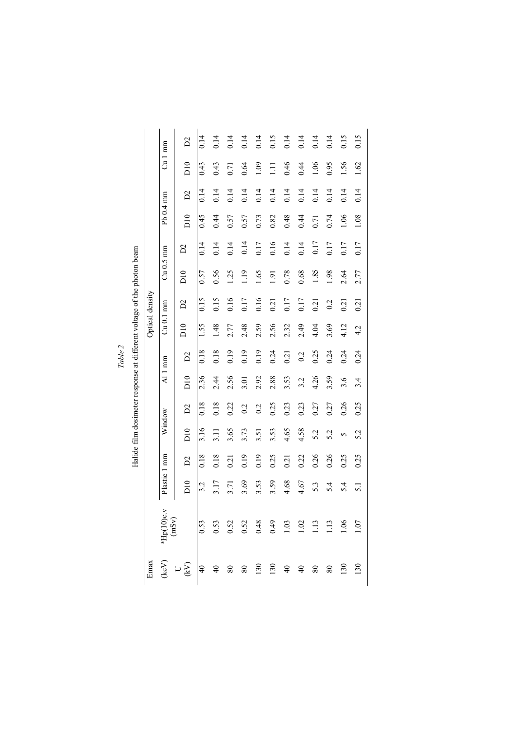*Table 2*

Halide film dosimeter response at different voltage of the photon beam

| Emax (keV) U (kV) | *Hp(10)c.v (mSv) | Optical density | | | | | | | | | | | | | |
|---|---|---|---|---|---|---|---|---|---|---|---|---|---|---|---|
| | | Plastic 1 mm | | Window | | Al 1 mm | | Cu 0.1 mm | | Cu 0.5 mm | | Pb 0.4 mm | | Cu 1 mm | |
| | | D10 | D2 | D10 | D2 | D10 | D2 | D10 | D2 | D10 | D2 | D10 | D2 | D10 | D2 |
| 40 | 0.53 | 3.2 | 0.18 | 3.16 | 0.18 | 2.36 | 0.18 | 1.55 | 0.15 | 0.57 | 0.14 | 0.45 | 0.14 | 0.43 | 0.14 |
| 40 | 0.53 | 3.17 | 0.18 | 3.11 | 0.18 | 2.44 | 0.18 | 1.48 | 0.15 | 0.56 | 0.14 | 0.44 | 0.14 | 0.43 | 0.14 |
| 80 | 0.52 | 3.71 | 0.21 | 3.65 | 0.22 | 2.56 | 0.19 | 2.77 | 0.16 | 1.25 | 0.14 | 0.57 | 0.14 | 0.71 | 0.14 |
| 80 | 0.52 | 3.69 | 0.19 | 3.73 | 0.2 | 3.01 | 0.19 | 2.48 | 0.17 | 1.19 | 0.14 | 0.57 | 0.14 | 0.64 | 0.14 |
| 130 | 0.48 | 3.53 | 0.19 | 3.51 | 0.2 | 2.92 | 0.19 | 2.59 | 0.16 | 1.65 | 0.17 | 0.73 | 0.14 | 1.09 | 0.14 |
| 130 | 0.49 | 3.59 | 0.25 | 3.53 | 0.25 | 2.88 | 0.24 | 2.56 | 0.21 | 1.91 | 0.16 | 0.82 | 0.14 | 1.11 | 0.15 |
| 40 | 1.03 | 4.68 | 0.21 | 4.65 | 0.23 | 3.53 | 0.21 | 2.32 | 0.17 | 0.78 | 0.14 | 0.48 | 0.14 | 0.46 | 0.14 |
| 40 | 1.02 | 4.67 | 0.22 | 4.58 | 0.23 | 3.2 | 0.2 | 2.49 | 0.17 | 0.68 | 0.14 | 0.44 | 0.14 | 0.44 | 0.14 |
| 80 | 1.13 | 5.3 | 0.26 | 5.2 | 0.27 | 4.26 | 0.25 | 4.04 | 0.21 | 1.85 | 0.17 | 0.71 | 0.14 | 1.06 | 0.14 |
| 80 | 1.13 | 5.4 | 0.26 | 5.2 | 0.27 | 3.59 | 0.24 | 3.69 | 0.2 | 1.98 | 0.17 | 0.74 | 0.14 | 0.95 | 0.14 |
| 130 | 1.06 | 5.4 | 0.25 | 5 | 0.26 | 3.6 | 0.24 | 4.12 | 0.21 | 2.64 | 0.17 | 1.06 | 0.14 | 1.56 | 0.15 |
| 130 | 1.07 | 5.1 | 0.25 | 5.2 | 0.25 | 3.4 | 0.24 | 4.2 | 0.21 | 2.77 | 0.17 | 1.08 | 0.14 | 1.62 | 0.15 |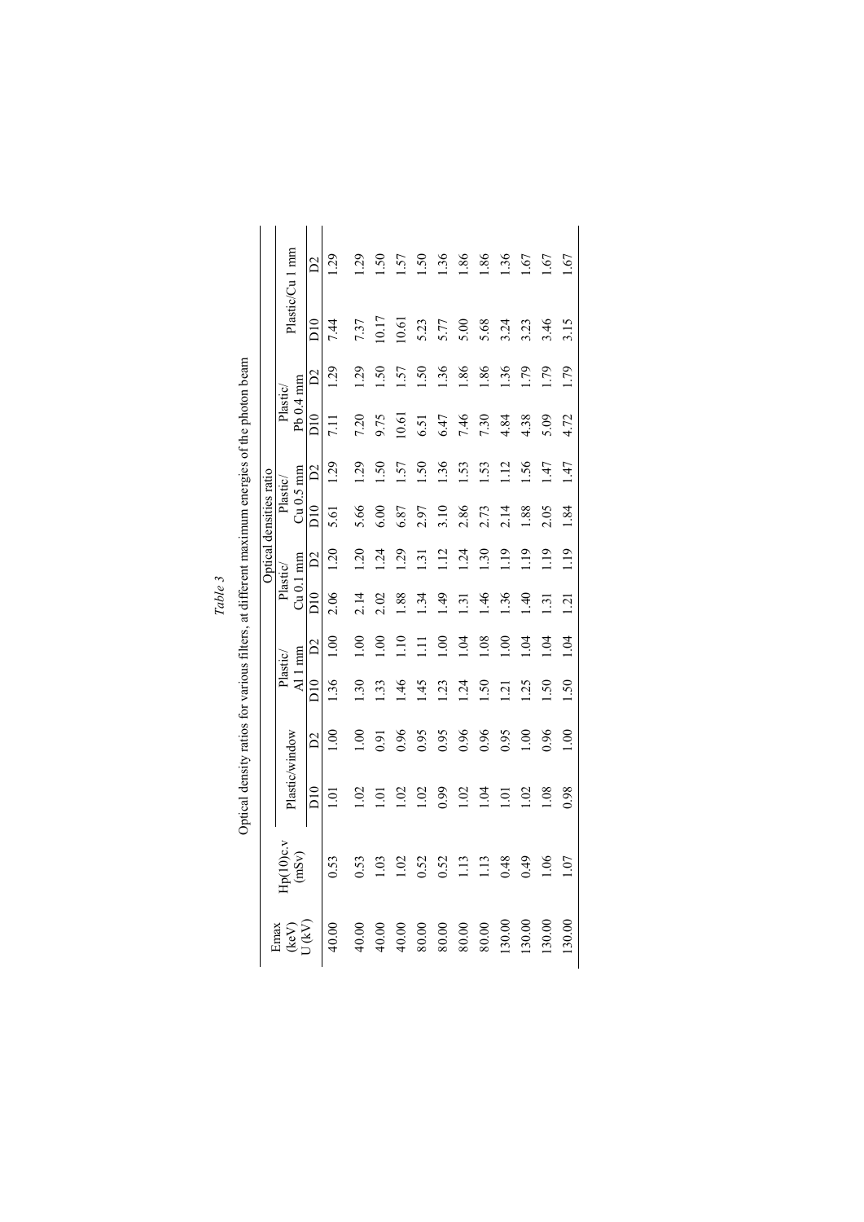*Table 3*

Optical density ratios for various filters, at different maximum energies of the photon beam

| Emax (keV) U (kV) | Hp(10)c.v (mSv) | Optical densities ratio | | | | | | | | | | | |
|---|---|---|---|---|---|---|---|---|---|---|---|---|---|
| | | Plastic/window | | Plastic/ Al 1 mm | | Plastic/ Cu 0.1 mm | | Plastic/ Cu 0.5 mm | | Plastic/ Pb 0.4 mm | | Plastic/Cu 1 mm | |
| | | D10 | D2 | D10 | D2 | D10 | D2 | D10 | D2 | D10 | D2 | D10 | D2 |
| 40.00 | 0.53 | 1.01 | 1.00 | 1.36 | 1.00 | 2.06 | 1.20 | 5.61 | 1.29 | 7.11 | 1.29 | 7.44 | 1.29 |
| 40.00 | 0.53 | 1.02 | 1.00 | 1.30 | 1.00 | 2.14 | 1.20 | 5.66 | 1.29 | 7.20 | 1.29 | 7.37 | 1.29 |
| 40.00 | 1.03 | 1.01 | 0.91 | 1.33 | 1.00 | 2.02 | 1.24 | 6.00 | 1.50 | 9.75 | 1.50 | 10.17 | 1.50 |
| 40.00 | 1.02 | 1.02 | 0.96 | 1.46 | 1.10 | 1.88 | 1.29 | 6.87 | 1.57 | 10.61 | 1.57 | 10.61 | 1.57 |
| 80.00 | 0.52 | 1.02 | 0.95 | 1.45 | 1.11 | 1.34 | 1.31 | 2.97 | 1.50 | 6.51 | 1.50 | 5.23 | 1.50 |
| 80.00 | 0.52 | 0.99 | 0.95 | 1.23 | 1.00 | 1.49 | 1.12 | 3.10 | 1.36 | 6.47 | 1.36 | 5.77 | 1.36 |
| 80.00 | 1.13 | 1.02 | 0.96 | 1.24 | 1.04 | 1.31 | 1.24 | 2.86 | 1.53 | 7.46 | 1.86 | 5.00 | 1.86 |
| 80.00 | 1.13 | 1.04 | 0.96 | 1.50 | 1.08 | 1.46 | 1.30 | 2.73 | 1.53 | 7.30 | 1.86 | 5.68 | 1.86 |
| 130.00 | 0.48 | 1.01 | 0.95 | 1.21 | 1.00 | 1.36 | 1.19 | 2.14 | 1.12 | 4.84 | 1.36 | 3.24 | 1.36 |
| 130.00 | 0.49 | 1.02 | 1.00 | 1.25 | 1.04 | 1.40 | 1.19 | 1.88 | 1.56 | 4.38 | 1.79 | 3.23 | 1.67 |
| 130.00 | 1.06 | 1.08 | 0.96 | 1.50 | 1.04 | 1.31 | 1.19 | 2.05 | 1.47 | 5.09 | 1.79 | 3.46 | 1.67 |
| 130.00 | 1.07 | 0.98 | 1.00 | 1.50 | 1.04 | 1.21 | 1.19 | 1.84 | 1.47 | 4.72 | 1.79 | 3.15 | 1.67 |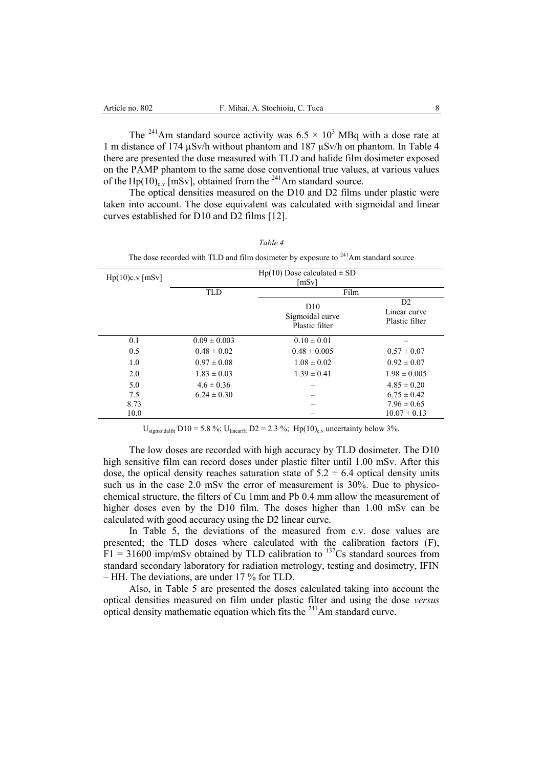The $^{241}Am$ standard source activity was $6.5 \times 10^3$ MBq with a dose rate at 1 m distance of 174 μSv/h without phantom and 187 μSv/h on phantom. In Table 4 there are presented the dose measured with TLD and halide film dosimeter exposed on the PAMP phantom to the same dose conventional true values, at various values of the $Hp(10)_{c.v}$ [mSv], obtained from the $^{241}Am$ standard source.

The optical densities measured on the D10 and D2 films under plastic were taken into account. The dose equivalent was calculated with sigmoidal and linear curves established for D10 and D2 films [12].

*Table 4*

The dose recorded with TLD and film dosimeter by exposure to $^{241}Am$ standard source

| Hp(10)c.v [mSv] | Hp(10) Dose calculated ± SD [mSv] | | |
|---|---|---|---|
| | TLD | Film | |
| | | D10 Sigmoidal curve Plastic filter | D2 Linear curve Plastic filter |
| 0.1 | 0.09 ± 0.003 | 0.10 ± 0.01 | – |
| 0.5 | 0.48 ± 0.02 | 0.48 ± 0.005 | 0.57 ± 0.07 |
| 1.0 | 0.97 ± 0.08 | 1.08 ± 0.02 | 0.92 ± 0.07 |
| 2.0 | 1.83 ± 0.03 | 1.39 ± 0.41 | 1.98 ± 0.005 |
| 5.0 | 4.6 ± 0.36 | – | 4.85 ± 0.20 |
| 7.5 | 6.24 ± 0.30 | – | 6.75 ± 0.42 |
| 8.73 | | – | 7.96 ± 0.65 |
| 10.0 | | – | 10.07 ± 0.13 |

$U_{sigmoidalfit}$ D10 = 5.8 %; $U_{linearfit}$ D2 = 2.3 %; $Hp(10)_{c.v}$ uncertainty below 3%.

The low doses are recorded with high accuracy by TLD dosimeter. The D10 high sensitive film can record doses under plastic filter until 1.00 mSv. After this dose, the optical density reaches saturation state of 5.2 ÷ 6.4 optical density units such us in the case 2.0 mSv the error of measurement is 30%. Due to physico-chemical structure, the filters of Cu 1mm and Pb 0.4 mm allow the measurement of higher doses even by the D10 film. The doses higher than 1.00 mSv can be calculated with good accuracy using the D2 linear curve.

In Table 5, the deviations of the measured from c.v. dose values are presented; the TLD doses where calculated with the calibration factors (F), F1 = 31600 imp/mSv obtained by TLD calibration to $^{137}Cs$ standard sources from standard secondary laboratory for radiation metrology, testing and dosimetry, IFIN – HH. The deviations, are under 17 % for TLD.

Also, in Table 5 are presented the doses calculated taking into account the optical densities measured on film under plastic filter and using the dose *versus* optical density mathematic equation which fits the $^{241}Am$ standard curve.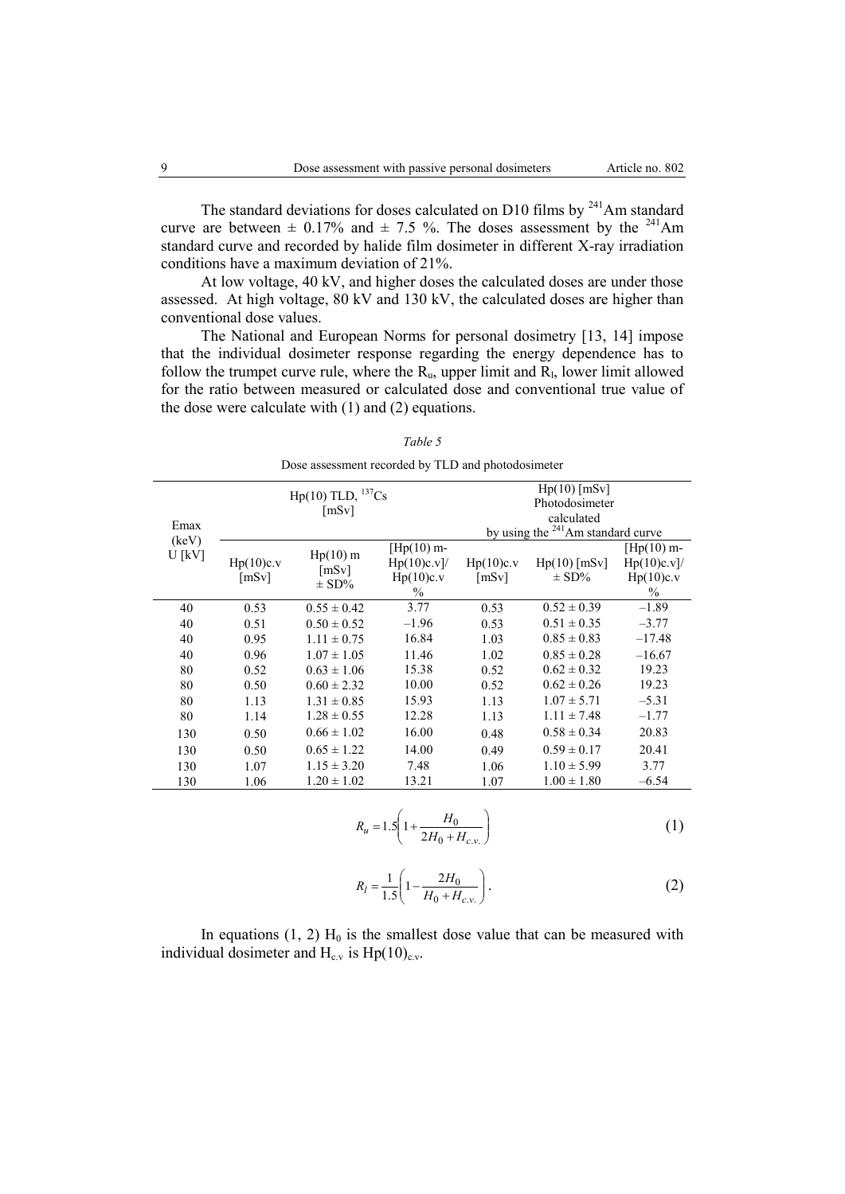The standard deviations for doses calculated on D10 films by $^{241}$Am standard curve are between ± 0.17% and ± 7.5 %. The doses assessment by the $^{241}$Am standard curve and recorded by halide film dosimeter in different X-ray irradiation conditions have a maximum deviation of 21%.

At low voltage, 40 kV, and higher doses the calculated doses are under those assessed. At high voltage, 80 kV and 130 kV, the calculated doses are higher than conventional dose values.

The National and European Norms for personal dosimetry [13, 14] impose that the individual dosimeter response regarding the energy dependence has to follow the trumpet curve rule, where the $R_u$, upper limit and $R_l$, lower limit allowed for the ratio between measured or calculated dose and conventional true value of the dose were calculate with (1) and (2) equations.

*Table 5*

Dose assessment recorded by TLD and photodosimeter

| Emax (keV) U [kV] | Hp(10) TLD, $^{137}$Cs [mSv] | | | Hp(10) [mSv] Photodosimeter calculated by using the $^{241}$Am standard curve | | |
|---|---|---|---|---|---|---|
| | Hp(10)c.v [mSv] | Hp(10) m [mSv] ± SD% | [Hp(10) m-Hp(10)c.v]/ Hp(10)c.v % | Hp(10)c.v [mSv] | Hp(10) [mSv] ± SD% | [Hp(10) m-Hp(10)c.v]/ Hp(10)c.v % |
| 40 | 0.53 | 0.55 ± 0.42 | 3.77 | 0.53 | 0.52 ± 0.39 | –1.89 |
| 40 | 0.51 | 0.50 ± 0.52 | –1.96 | 0.53 | 0.51 ± 0.35 | –3.77 |
| 40 | 0.95 | 1.11 ± 0.75 | 16.84 | 1.03 | 0.85 ± 0.83 | –17.48 |
| 40 | 0.96 | 1.07 ± 1.05 | 11.46 | 1.02 | 0.85 ± 0.28 | –16.67 |
| 80 | 0.52 | 0.63 ± 1.06 | 15.38 | 0.52 | 0.62 ± 0.32 | 19.23 |
| 80 | 0.50 | 0.60 ± 2.32 | 10.00 | 0.52 | 0.62 ± 0.26 | 19.23 |
| 80 | 1.13 | 1.31 ± 0.85 | 15.93 | 1.13 | 1.07 ± 5.71 | –5.31 |
| 80 | 1.14 | 1.28 ± 0.55 | 12.28 | 1.13 | 1.11 ± 7.48 | –1.77 |
| 130 | 0.50 | 0.66 ± 1.02 | 16.00 | 0.48 | 0.58 ± 0.34 | 20.83 |
| 130 | 0.50 | 0.65 ± 1.22 | 14.00 | 0.49 | 0.59 ± 0.17 | 20.41 |
| 130 | 1.07 | 1.15 ± 3.20 | 7.48 | 1.06 | 1.10 ± 5.99 | 3.77 |
| 130 | 1.06 | 1.20 ± 1.02 | 13.21 | 1.07 | 1.00 ± 1.80 | –6.54 |

$$R_u = 1.5\left(1 + \frac{H_0}{2H_0 + H_{c.v.}}\right) \tag{1}$$

$$R_l = \frac{1}{1.5}\left(1 - \frac{2H_0}{H_0 + H_{c.v.}}\right). \tag{2}$$

In equations (1, 2) $H_0$ is the smallest dose value that can be measured with individual dosimeter and $H_{c.v}$ is $Hp(10)_{c.v}$.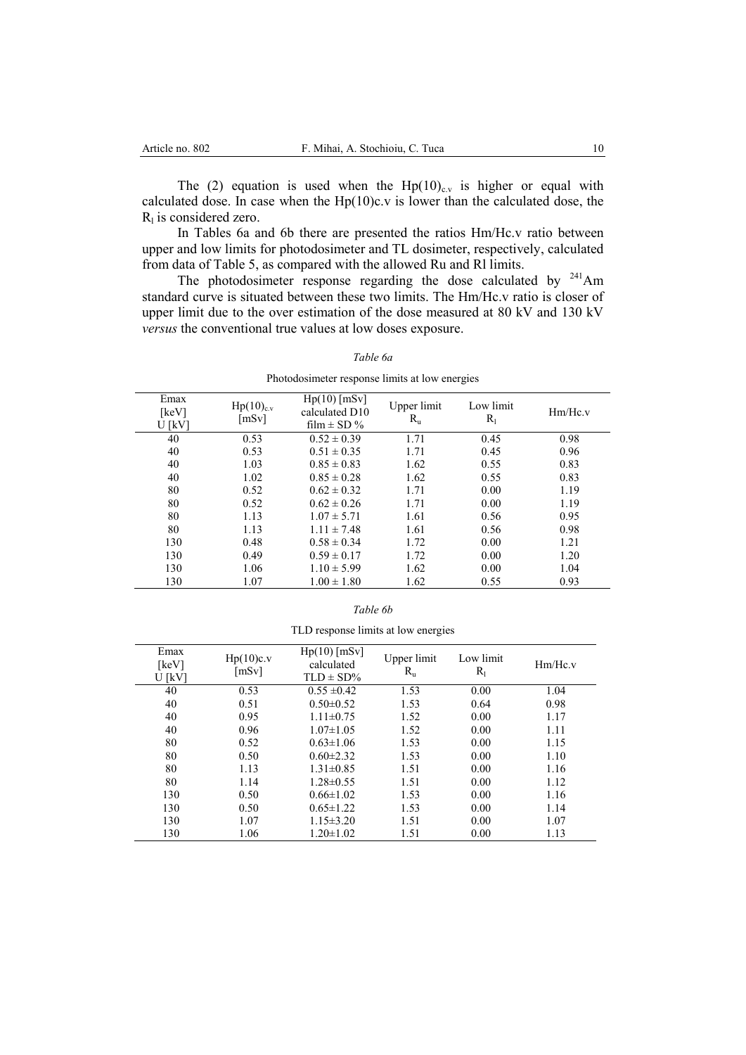The (2) equation is used when the $Hp(10)_{c.v}$ is higher or equal with calculated dose. In case when the Hp(10)c.v is lower than the calculated dose, the $R_l$ is considered zero.

In Tables 6a and 6b there are presented the ratios Hm/Hc.v ratio between upper and low limits for photodosimeter and TL dosimeter, respectively, calculated from data of Table 5, as compared with the allowed Ru and Rl limits.

The photodosimeter response regarding the dose calculated by $^{241}$Am standard curve is situated between these two limits. The Hm/Hc.v ratio is closer of upper limit due to the over estimation of the dose measured at 80 kV and 130 kV *versus* the conventional true values at low doses exposure.

*Table 6a*

Photodosimeter response limits at low energies

| Emax [keV] U [kV] | $Hp(10)_{c.v}$ [mSv] | Hp(10) [mSv] calculated D10 film ± SD % | Upper limit $R_u$ | Low limit $R_l$ | Hm/Hc.v |
|---|---|---|---|---|---|
| 40 | 0.53 | 0.52 ± 0.39 | 1.71 | 0.45 | 0.98 |
| 40 | 0.53 | 0.51 ± 0.35 | 1.71 | 0.45 | 0.96 |
| 40 | 1.03 | 0.85 ± 0.83 | 1.62 | 0.55 | 0.83 |
| 40 | 1.02 | 0.85 ± 0.28 | 1.62 | 0.55 | 0.83 |
| 80 | 0.52 | 0.62 ± 0.32 | 1.71 | 0.00 | 1.19 |
| 80 | 0.52 | 0.62 ± 0.26 | 1.71 | 0.00 | 1.19 |
| 80 | 1.13 | 1.07 ± 5.71 | 1.61 | 0.56 | 0.95 |
| 80 | 1.13 | 1.11 ± 7.48 | 1.61 | 0.56 | 0.98 |
| 130 | 0.48 | 0.58 ± 0.34 | 1.72 | 0.00 | 1.21 |
| 130 | 0.49 | 0.59 ± 0.17 | 1.72 | 0.00 | 1.20 |
| 130 | 1.06 | 1.10 ± 5.99 | 1.62 | 0.00 | 1.04 |
| 130 | 1.07 | 1.00 ± 1.80 | 1.62 | 0.55 | 0.93 |

*Table 6b*

TLD response limits at low energies

| Emax [keV] U [kV] | Hp(10)c.v [mSv] | Hp(10) [mSv] calculated TLD ± SD% | Upper limit $R_u$ | Low limit $R_l$ | Hm/Hc.v |
|---|---|---|---|---|---|
| 40 | 0.53 | 0.55 ±0.42 | 1.53 | 0.00 | 1.04 |
| 40 | 0.51 | 0.50±0.52 | 1.53 | 0.64 | 0.98 |
| 40 | 0.95 | 1.11±0.75 | 1.52 | 0.00 | 1.17 |
| 40 | 0.96 | 1.07±1.05 | 1.52 | 0.00 | 1.11 |
| 80 | 0.52 | 0.63±1.06 | 1.53 | 0.00 | 1.15 |
| 80 | 0.50 | 0.60±2.32 | 1.53 | 0.00 | 1.10 |
| 80 | 1.13 | 1.31±0.85 | 1.51 | 0.00 | 1.16 |
| 80 | 1.14 | 1.28±0.55 | 1.51 | 0.00 | 1.12 |
| 130 | 0.50 | 0.66±1.02 | 1.53 | 0.00 | 1.16 |
| 130 | 0.50 | 0.65±1.22 | 1.53 | 0.00 | 1.14 |
| 130 | 1.07 | 1.15±3.20 | 1.51 | 0.00 | 1.07 |
| 130 | 1.06 | 1.20±1.02 | 1.51 | 0.00 | 1.13 |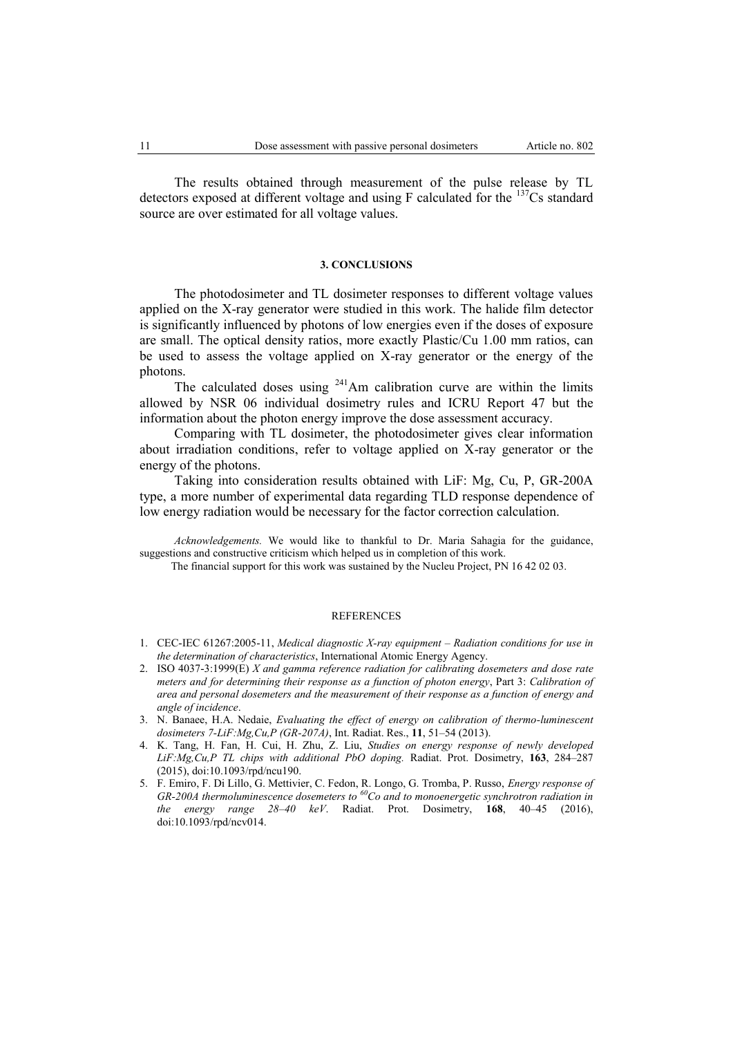The results obtained through measurement of the pulse release by TL detectors exposed at different voltage and using F calculated for the $^{137}$Cs standard source are over estimated for all voltage values.

## 3. CONCLUSIONS

The photodosimeter and TL dosimeter responses to different voltage values applied on the X-ray generator were studied in this work. The halide film detector is significantly influenced by photons of low energies even if the doses of exposure are small. The optical density ratios, more exactly Plastic/Cu 1.00 mm ratios, can be used to assess the voltage applied on X-ray generator or the energy of the photons.

The calculated doses using $^{241}$Am calibration curve are within the limits allowed by NSR 06 individual dosimetry rules and ICRU Report 47 but the information about the photon energy improve the dose assessment accuracy.

Comparing with TL dosimeter, the photodosimeter gives clear information about irradiation conditions, refer to voltage applied on X-ray generator or the energy of the photons.

Taking into consideration results obtained with LiF: Mg, Cu, P, GR-200A type, a more number of experimental data regarding TLD response dependence of low energy radiation would be necessary for the factor correction calculation.

*Acknowledgements.* We would like to thankful to Dr. Maria Sahagia for the guidance, suggestions and constructive criticism which helped us in completion of this work.

The financial support for this work was sustained by the Nucleu Project, PN 16 42 02 03.

## REFERENCES

1. CEC-IEC 61267:2005-11, *Medical diagnostic X-ray equipment – Radiation conditions for use in the determination of characteristics*, International Atomic Energy Agency.
2. ISO 4037-3:1999(E) *X and gamma reference radiation for calibrating dosemeters and dose rate meters and for determining their response as a function of photon energy*, Part 3: *Calibration of area and personal dosemeters and the measurement of their response as a function of energy and angle of incidence*.
3. N. Banaee, H.A. Nedaie, *Evaluating the effect of energy on calibration of thermo-luminescent dosimeters 7-LiF:Mg,Cu,P (GR-207A)*, Int. Radiat. Res., **11**, 51–54 (2013).
4. K. Tang, H. Fan, H. Cui, H. Zhu, Z. Liu, *Studies on energy response of newly developed LiF:Mg,Cu,P TL chips with additional PbO doping.* Radiat. Prot. Dosimetry, **163**, 284–287 (2015), doi:10.1093/rpd/ncu190.
5. F. Emiro, F. Di Lillo, G. Mettivier, C. Fedon, R. Longo, G. Tromba, P. Russo, *Energy response of GR-200A thermoluminescence dosemeters to $^{60}$Co and to monoenergetic synchrotron radiation in the energy range 28–40 keV*. Radiat. Prot. Dosimetry, **168**, 40–45 (2016), doi:10.1093/rpd/ncv014.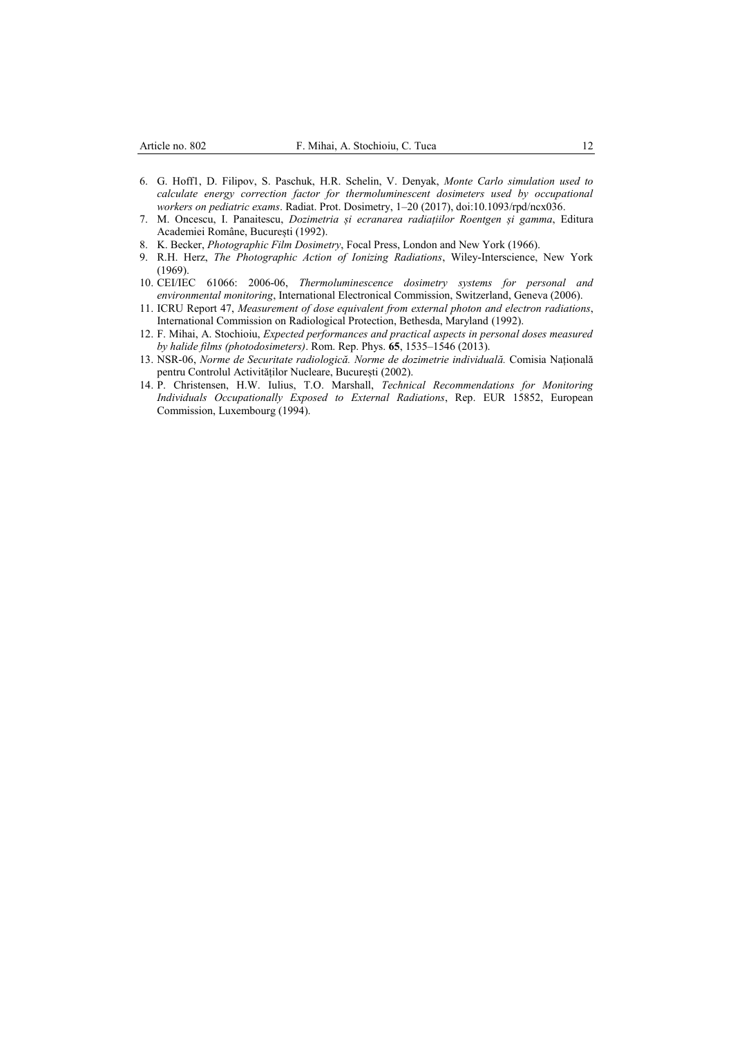6. G. Hoff1, D. Filipov, S. Paschuk, H.R. Schelin, V. Denyak, *Monte Carlo simulation used to calculate energy correction factor for thermoluminescent dosimeters used by occupational workers on pediatric exams*. Radiat. Prot. Dosimetry, 1–20 (2017), doi:10.1093/rpd/ncx036.
7. M. Oncescu, I. Panaitescu, *Dozimetria și ecranarea radiațiilor Roentgen și gamma*, Editura Academiei Române, București (1992).
8. K. Becker, *Photographic Film Dosimetry*, Focal Press, London and New York (1966).
9. R.H. Herz, *The Photographic Action of Ionizing Radiations*, Wiley-Interscience, New York (1969).
10. CEI/IEC 61066: 2006-06, *Thermoluminescence dosimetry systems for personal and environmental monitoring*, International Electronical Commission, Switzerland, Geneva (2006).
11. ICRU Report 47, *Measurement of dose equivalent from external photon and electron radiations*, International Commission on Radiological Protection, Bethesda, Maryland (1992).
12. F. Mihai, A. Stochioiu, *Expected performances and practical aspects in personal doses measured by halide films (photodosimeters)*. Rom. Rep. Phys. **65**, 1535–1546 (2013).
13. NSR-06, *Norme de Securitate radiologică. Norme de dozimetrie individuală.* Comisia Națională pentru Controlul Activităților Nucleare, București (2002).
14. P. Christensen, H.W. Iulius, T.O. Marshall, *Technical Recommendations for Monitoring Individuals Occupationally Exposed to External Radiations*, Rep. EUR 15852, European Commission, Luxembourg (1994).